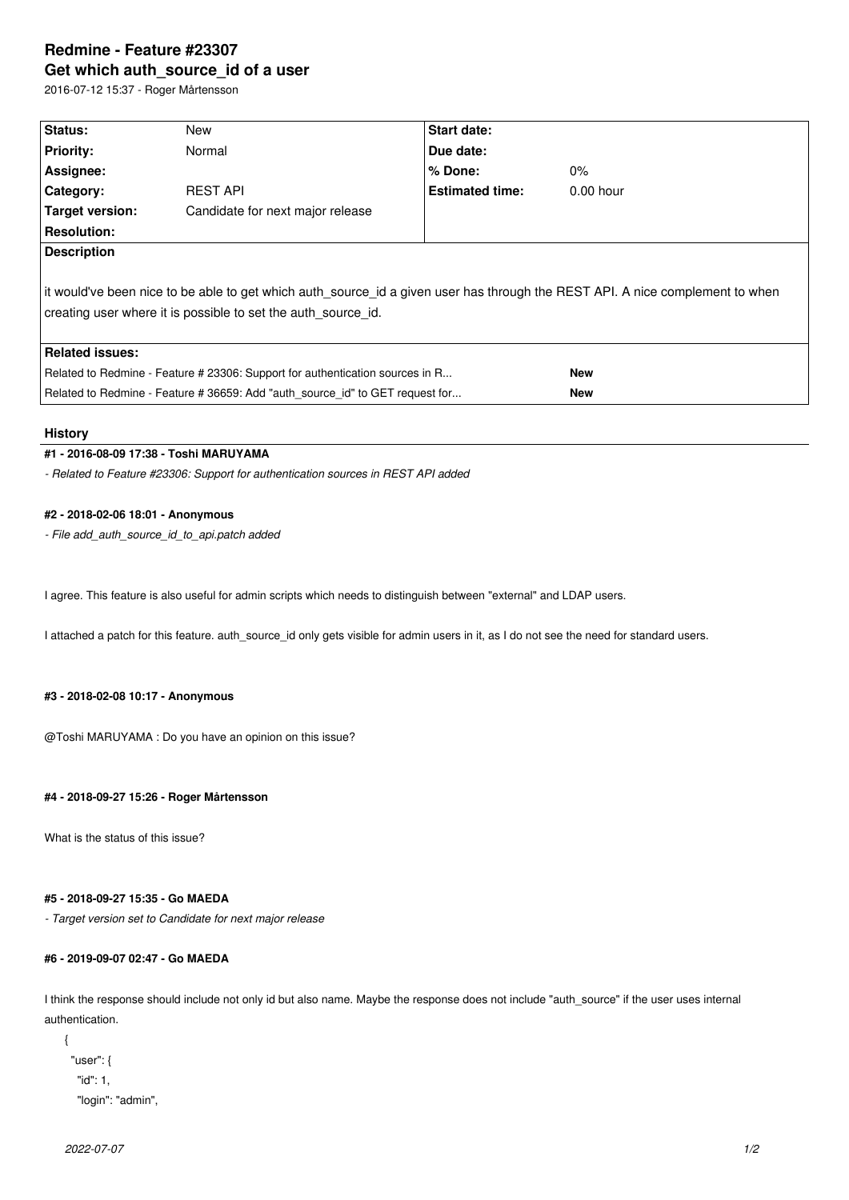# Redmine - Feature #23307

## Get which auth_source_id of a user

2016-07-12 15:37 - Roger Mårtensson

| Status: | New | Start date: | |
|---|---|---|---|
| Priority: | Normal | Due date: | |
| Assignee: | | % Done: | 0% |
| Category: | REST API | Estimated time: | 0.00 hour |
| Target version: | Candidate for next major release | | |
| Resolution: | | | |

**Description**

it would've been nice to be able to get which auth_source_id a given user has through the REST API. A nice complement to when creating user where it is possible to set the auth_source_id.

**Related issues:**

| | |
|---|---|
| Related to Redmine - Feature # 23306: Support for authentication sources in R... | **New** |
| Related to Redmine - Feature # 36659: Add "auth_source_id" to GET request for... | **New** |

### History

#### #1 - 2016-08-09 17:38 - Toshi MARUYAMA

*- Related to Feature #23306: Support for authentication sources in REST API added*

#### #2 - 2018-02-06 18:01 - Anonymous

*- File add_auth_source_id_to_api.patch added*

I agree. This feature is also useful for admin scripts which needs to distinguish between "external" and LDAP users.

I attached a patch for this feature. auth_source_id only gets visible for admin users in it, as I do not see the need for standard users.

#### #3 - 2018-02-08 10:17 - Anonymous

@Toshi MARUYAMA : Do you have an opinion on this issue?

#### #4 - 2018-09-27 15:26 - Roger Mårtensson

What is the status of this issue?

#### #5 - 2018-09-27 15:35 - Go MAEDA

*- Target version set to Candidate for next major release*

#### #6 - 2019-09-07 02:47 - Go MAEDA

I think the response should include not only id but also name. Maybe the response does not include "auth_source" if the user uses internal authentication.

```
{
  "user": {
    "id": 1,
    "login": "admin",
```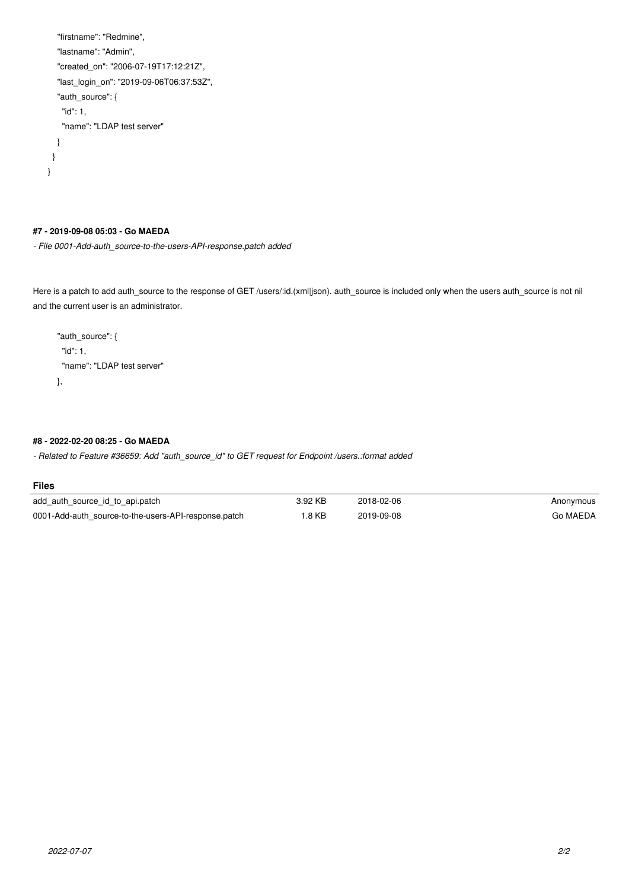```
    "firstname": "Redmine",
    "lastname": "Admin",
    "created_on": "2006-07-19T17:12:21Z",
    "last_login_on": "2019-09-06T06:37:53Z",
    "auth_source": {
      "id": 1,
      "name": "LDAP test server"
    }
  }
}
```

#### #7 - 2019-09-08 05:03 - Go MAEDA

*- File 0001-Add-auth_source-to-the-users-API-response.patch added*

Here is a patch to add auth_source to the response of GET /users/:id.(xml|json). auth_source is included only when the users auth_source is not nil and the current user is an administrator.

```
    "auth_source": {
      "id": 1,
      "name": "LDAP test server"
    },
```

#### #8 - 2022-02-20 08:25 - Go MAEDA

*- Related to Feature #36659: Add "auth_source_id" to GET request for Endpoint /users.:format added*

### Files

| | | | |
|---|---|---|---|
| add_auth_source_id_to_api.patch | 3.92 KB | 2018-02-06 | Anonymous |
| 0001-Add-auth_source-to-the-users-API-response.patch | 1.8 KB | 2019-09-08 | Go MAEDA |